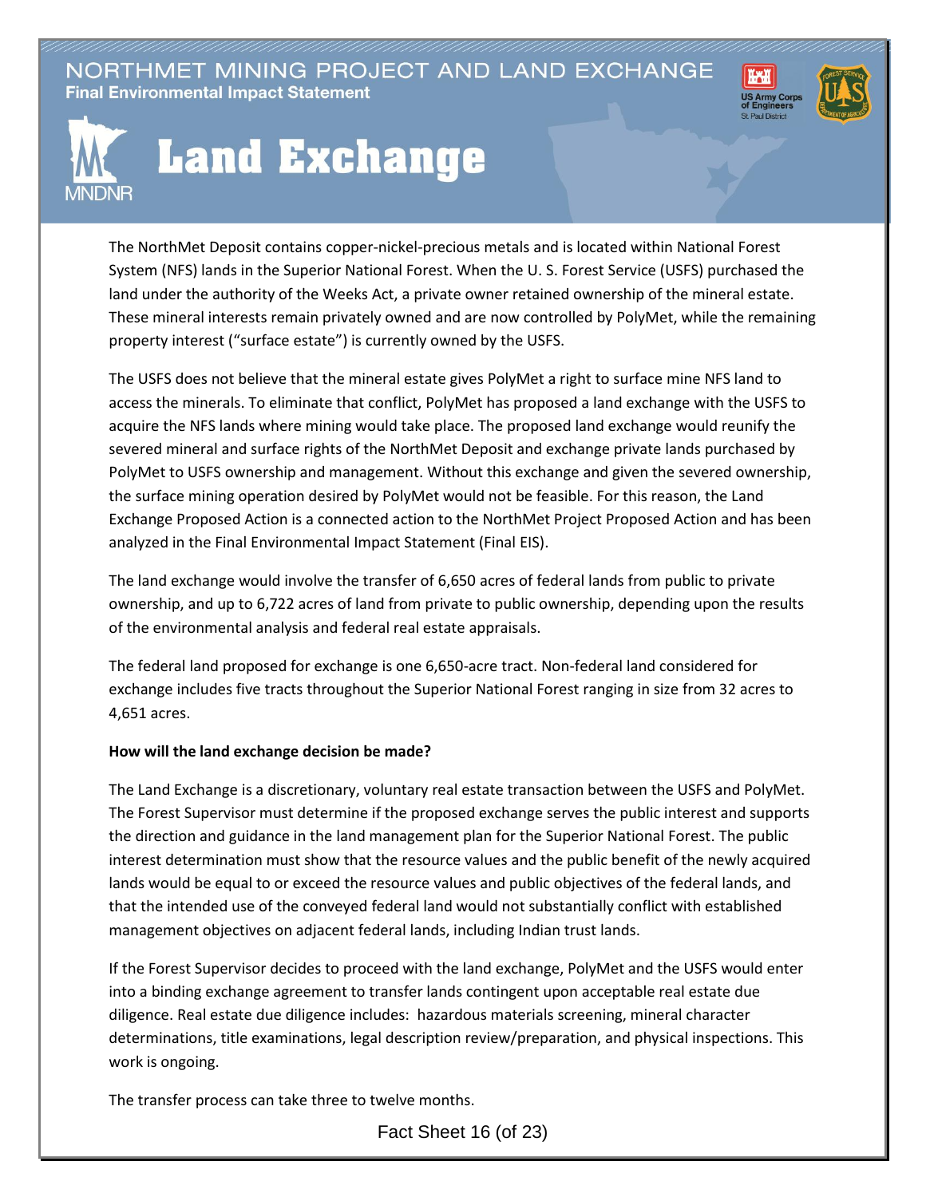NORTHMET MINING PROJECT AND LAND EXCHANGE
**Final Environmental Impact Statement**

# Land Exchange

The NorthMet Deposit contains copper-nickel-precious metals and is located within National Forest System (NFS) lands in the Superior National Forest. When the U. S. Forest Service (USFS) purchased the land under the authority of the Weeks Act, a private owner retained ownership of the mineral estate. These mineral interests remain privately owned and are now controlled by PolyMet, while the remaining property interest ("surface estate") is currently owned by the USFS.

The USFS does not believe that the mineral estate gives PolyMet a right to surface mine NFS land to access the minerals. To eliminate that conflict, PolyMet has proposed a land exchange with the USFS to acquire the NFS lands where mining would take place. The proposed land exchange would reunify the severed mineral and surface rights of the NorthMet Deposit and exchange private lands purchased by PolyMet to USFS ownership and management. Without this exchange and given the severed ownership, the surface mining operation desired by PolyMet would not be feasible. For this reason, the Land Exchange Proposed Action is a connected action to the NorthMet Project Proposed Action and has been analyzed in the Final Environmental Impact Statement (Final EIS).

The land exchange would involve the transfer of 6,650 acres of federal lands from public to private ownership, and up to 6,722 acres of land from private to public ownership, depending upon the results of the environmental analysis and federal real estate appraisals.

The federal land proposed for exchange is one 6,650-acre tract. Non-federal land considered for exchange includes five tracts throughout the Superior National Forest ranging in size from 32 acres to 4,651 acres.

**How will the land exchange decision be made?**

The Land Exchange is a discretionary, voluntary real estate transaction between the USFS and PolyMet. The Forest Supervisor must determine if the proposed exchange serves the public interest and supports the direction and guidance in the land management plan for the Superior National Forest. The public interest determination must show that the resource values and the public benefit of the newly acquired lands would be equal to or exceed the resource values and public objectives of the federal lands, and that the intended use of the conveyed federal land would not substantially conflict with established management objectives on adjacent federal lands, including Indian trust lands.

If the Forest Supervisor decides to proceed with the land exchange, PolyMet and the USFS would enter into a binding exchange agreement to transfer lands contingent upon acceptable real estate due diligence. Real estate due diligence includes: hazardous materials screening, mineral character determinations, title examinations, legal description review/preparation, and physical inspections. This work is ongoing.

The transfer process can take three to twelve months.

Fact Sheet 16 (of 23)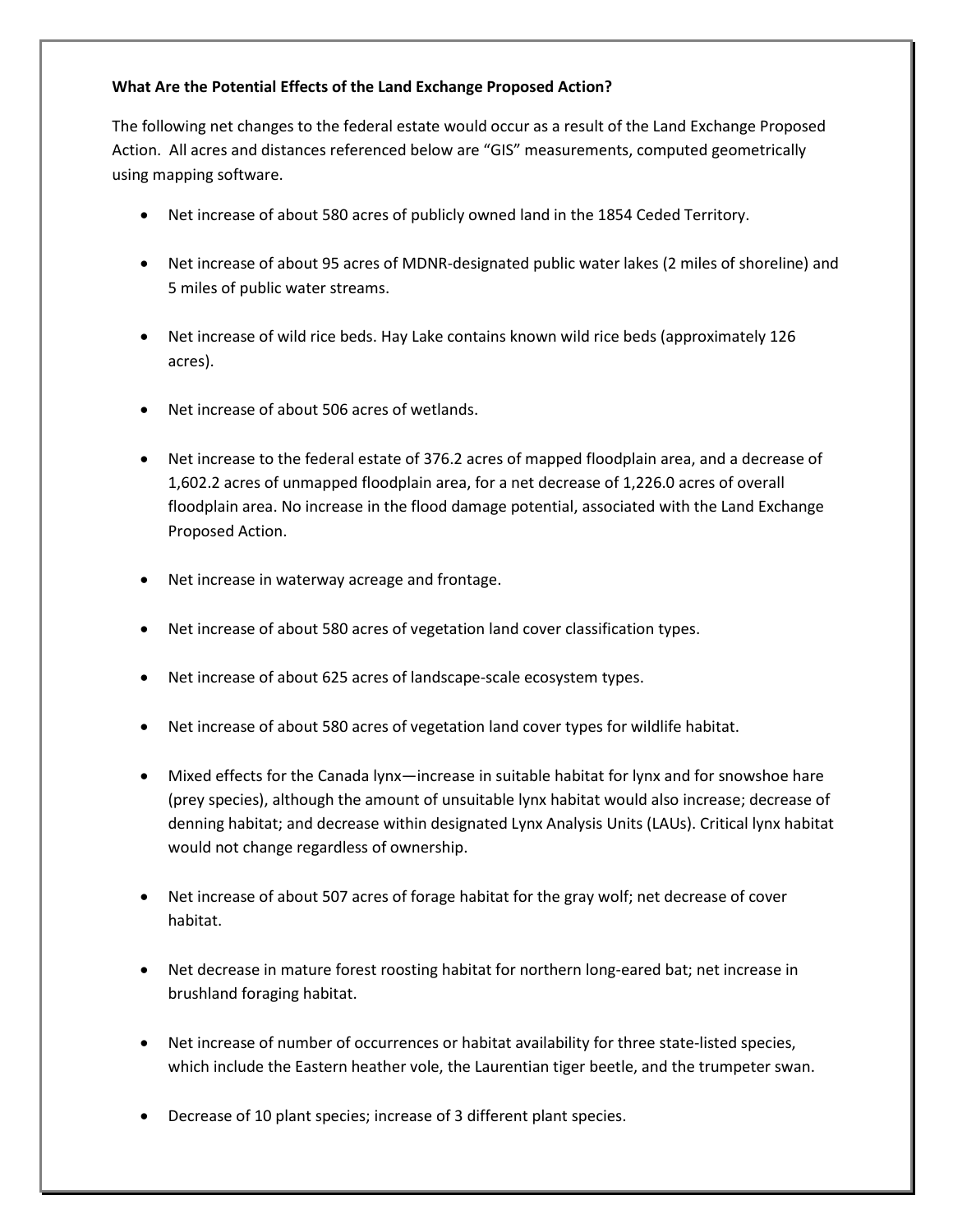**What Are the Potential Effects of the Land Exchange Proposed Action?**

The following net changes to the federal estate would occur as a result of the Land Exchange Proposed Action. All acres and distances referenced below are "GIS" measurements, computed geometrically using mapping software.

- Net increase of about 580 acres of publicly owned land in the 1854 Ceded Territory.
- Net increase of about 95 acres of MDNR-designated public water lakes (2 miles of shoreline) and 5 miles of public water streams.
- Net increase of wild rice beds. Hay Lake contains known wild rice beds (approximately 126 acres).
- Net increase of about 506 acres of wetlands.
- Net increase to the federal estate of 376.2 acres of mapped floodplain area, and a decrease of 1,602.2 acres of unmapped floodplain area, for a net decrease of 1,226.0 acres of overall floodplain area. No increase in the flood damage potential, associated with the Land Exchange Proposed Action.
- Net increase in waterway acreage and frontage.
- Net increase of about 580 acres of vegetation land cover classification types.
- Net increase of about 625 acres of landscape-scale ecosystem types.
- Net increase of about 580 acres of vegetation land cover types for wildlife habitat.
- Mixed effects for the Canada lynx—increase in suitable habitat for lynx and for snowshoe hare (prey species), although the amount of unsuitable lynx habitat would also increase; decrease of denning habitat; and decrease within designated Lynx Analysis Units (LAUs). Critical lynx habitat would not change regardless of ownership.
- Net increase of about 507 acres of forage habitat for the gray wolf; net decrease of cover habitat.
- Net decrease in mature forest roosting habitat for northern long-eared bat; net increase in brushland foraging habitat.
- Net increase of number of occurrences or habitat availability for three state-listed species, which include the Eastern heather vole, the Laurentian tiger beetle, and the trumpeter swan.
- Decrease of 10 plant species; increase of 3 different plant species.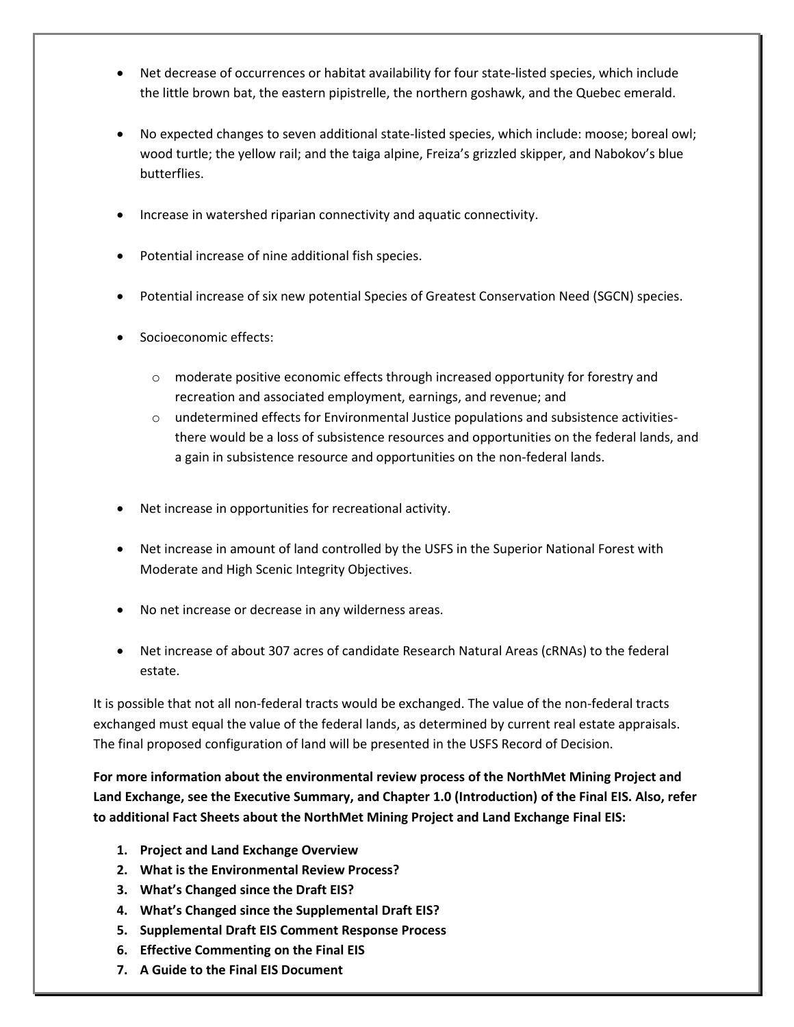- Net decrease of occurrences or habitat availability for four state-listed species, which include the little brown bat, the eastern pipistrelle, the northern goshawk, and the Quebec emerald.

- No expected changes to seven additional state-listed species, which include: moose; boreal owl; wood turtle; the yellow rail; and the taiga alpine, Freiza's grizzled skipper, and Nabokov's blue butterflies.

- Increase in watershed riparian connectivity and aquatic connectivity.

- Potential increase of nine additional fish species.

- Potential increase of six new potential Species of Greatest Conservation Need (SGCN) species.

- Socioeconomic effects:
  - moderate positive economic effects through increased opportunity for forestry and recreation and associated employment, earnings, and revenue; and
  - undetermined effects for Environmental Justice populations and subsistence activities-there would be a loss of subsistence resources and opportunities on the federal lands, and a gain in subsistence resource and opportunities on the non-federal lands.

- Net increase in opportunities for recreational activity.

- Net increase in amount of land controlled by the USFS in the Superior National Forest with Moderate and High Scenic Integrity Objectives.

- No net increase or decrease in any wilderness areas.

- Net increase of about 307 acres of candidate Research Natural Areas (cRNAs) to the federal estate.

It is possible that not all non-federal tracts would be exchanged. The value of the non-federal tracts exchanged must equal the value of the federal lands, as determined by current real estate appraisals. The final proposed configuration of land will be presented in the USFS Record of Decision.

**For more information about the environmental review process of the NorthMet Mining Project and Land Exchange, see the Executive Summary, and Chapter 1.0 (Introduction) of the Final EIS. Also, refer to additional Fact Sheets about the NorthMet Mining Project and Land Exchange Final EIS:**

1. **Project and Land Exchange Overview**
2. **What is the Environmental Review Process?**
3. **What's Changed since the Draft EIS?**
4. **What's Changed since the Supplemental Draft EIS?**
5. **Supplemental Draft EIS Comment Response Process**
6. **Effective Commenting on the Final EIS**
7. **A Guide to the Final EIS Document**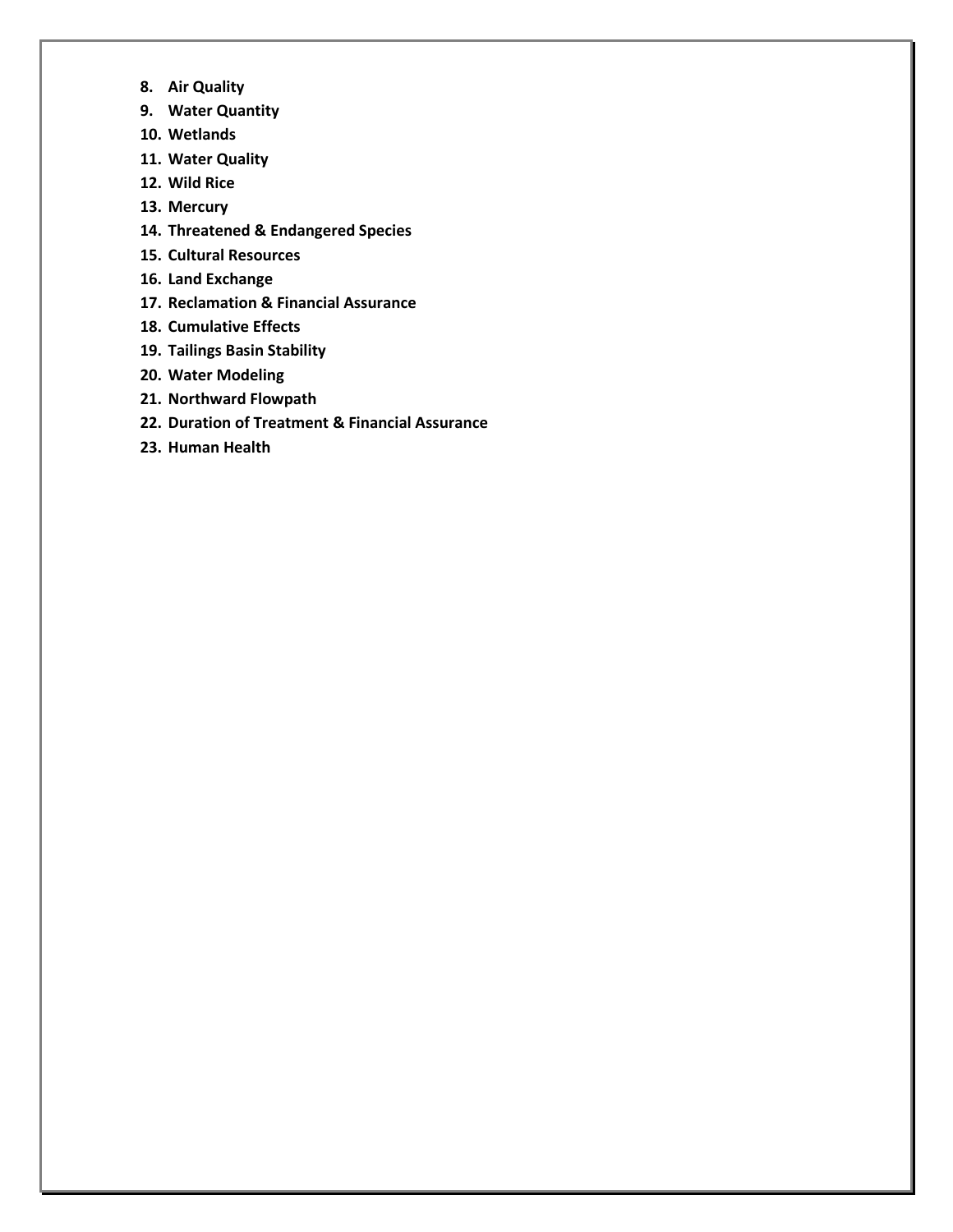8. **Air Quality**
9. **Water Quantity**
10. **Wetlands**
11. **Water Quality**
12. **Wild Rice**
13. **Mercury**
14. **Threatened & Endangered Species**
15. **Cultural Resources**
16. **Land Exchange**
17. **Reclamation & Financial Assurance**
18. **Cumulative Effects**
19. **Tailings Basin Stability**
20. **Water Modeling**
21. **Northward Flowpath**
22. **Duration of Treatment & Financial Assurance**
23. **Human Health**